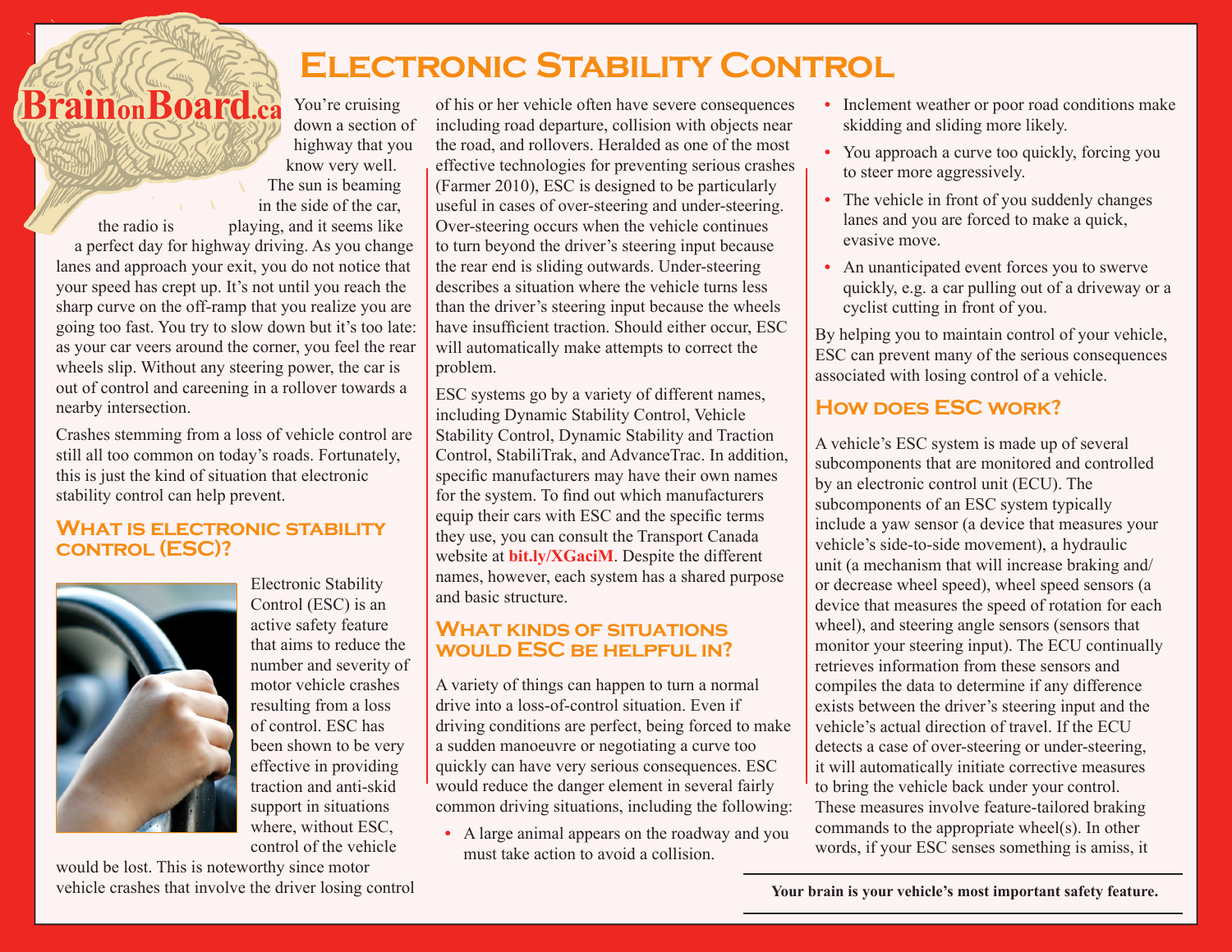# Electronic Stability Control

You're cruising down a section of highway that you know very well. The sun is beaming in the side of the car, the radio is playing, and it seems like a perfect day for highway driving. As you change lanes and approach your exit, you do not notice that your speed has crept up. It's not until you reach the sharp curve on the off-ramp that you realize you are going too fast. You try to slow down but it's too late: as your car veers around the corner, you feel the rear wheels slip. Without any steering power, the car is out of control and careening in a rollover towards a nearby intersection.

Crashes stemming from a loss of vehicle control are still all too common on today's roads. Fortunately, this is just the kind of situation that electronic stability control can help prevent.

## What is electronic stability control (ESC)?

Electronic Stability Control (ESC) is an active safety feature that aims to reduce the number and severity of motor vehicle crashes resulting from a loss of control. ESC has been shown to be very effective in providing traction and anti-skid support in situations where, without ESC, control of the vehicle would be lost. This is noteworthy since motor vehicle crashes that involve the driver losing control of his or her vehicle often have severe consequences including road departure, collision with objects near the road, and rollovers. Heralded as one of the most effective technologies for preventing serious crashes (Farmer 2010), ESC is designed to be particularly useful in cases of over-steering and under-steering. Over-steering occurs when the vehicle continues to turn beyond the driver's steering input because the rear end is sliding outwards. Under-steering describes a situation where the vehicle turns less than the driver's steering input because the wheels have insufficient traction. Should either occur, ESC will automatically make attempts to correct the problem.

ESC systems go by a variety of different names, including Dynamic Stability Control, Vehicle Stability Control, Dynamic Stability and Traction Control, StabiliTrak, and AdvanceTrac. In addition, specific manufacturers may have their own names for the system. To find out which manufacturers equip their cars with ESC and the specific terms they use, you can consult the Transport Canada website at **bit.ly/XGaciM**. Despite the different names, however, each system has a shared purpose and basic structure.

## What kinds of situations would ESC be helpful in?

A variety of things can happen to turn a normal drive into a loss-of-control situation. Even if driving conditions are perfect, being forced to make a sudden manoeuvre or negotiating a curve too quickly can have very serious consequences. ESC would reduce the danger element in several fairly common driving situations, including the following:

- A large animal appears on the roadway and you must take action to avoid a collision.
- Inclement weather or poor road conditions make skidding and sliding more likely.
- You approach a curve too quickly, forcing you to steer more aggressively.
- The vehicle in front of you suddenly changes lanes and you are forced to make a quick, evasive move.
- An unanticipated event forces you to swerve quickly, e.g. a car pulling out of a driveway or a cyclist cutting in front of you.

By helping you to maintain control of your vehicle, ESC can prevent many of the serious consequences associated with losing control of a vehicle.

## How does ESC work?

A vehicle's ESC system is made up of several subcomponents that are monitored and controlled by an electronic control unit (ECU). The subcomponents of an ESC system typically include a yaw sensor (a device that measures your vehicle's side-to-side movement), a hydraulic unit (a mechanism that will increase braking and/or decrease wheel speed), wheel speed sensors (a device that measures the speed of rotation for each wheel), and steering angle sensors (sensors that monitor your steering input). The ECU continually retrieves information from these sensors and compiles the data to determine if any difference exists between the driver's steering input and the vehicle's actual direction of travel. If the ECU detects a case of over-steering or under-steering, it will automatically initiate corrective measures to bring the vehicle back under your control. These measures involve feature-tailored braking commands to the appropriate wheel(s). In other words, if your ESC senses something is amiss, it

**Your brain is your vehicle's most important safety feature.**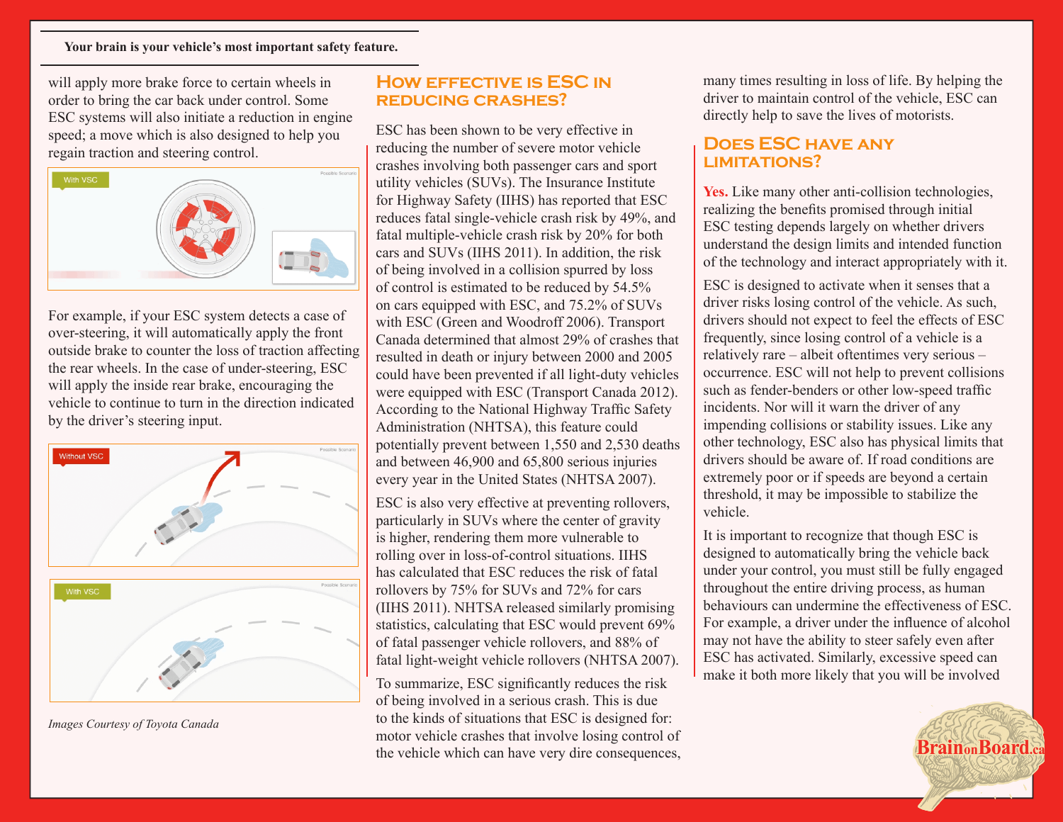will apply more brake force to certain wheels in order to bring the car back under control. Some ESC systems will also initiate a reduction in engine speed; a move which is also designed to help you regain traction and steering control.

For example, if your ESC system detects a case of over-steering, it will automatically apply the front outside brake to counter the loss of traction affecting the rear wheels. In the case of under-steering, ESC will apply the inside rear brake, encouraging the vehicle to continue to turn in the direction indicated by the driver's steering input.

*Images Courtesy of Toyota Canada*

## How effective is ESC in reducing crashes?

ESC has been shown to be very effective in reducing the number of severe motor vehicle crashes involving both passenger cars and sport utility vehicles (SUVs). The Insurance Institute for Highway Safety (IIHS) has reported that ESC reduces fatal single-vehicle crash risk by 49%, and fatal multiple-vehicle crash risk by 20% for both cars and SUVs (IIHS 2011). In addition, the risk of being involved in a collision spurred by loss of control is estimated to be reduced by 54.5% on cars equipped with ESC, and 75.2% of SUVs with ESC (Green and Woodroff 2006). Transport Canada determined that almost 29% of crashes that resulted in death or injury between 2000 and 2005 could have been prevented if all light-duty vehicles were equipped with ESC (Transport Canada 2012). According to the National Highway Traffic Safety Administration (NHTSA), this feature could potentially prevent between 1,550 and 2,530 deaths and between 46,900 and 65,800 serious injuries every year in the United States (NHTSA 2007).

ESC is also very effective at preventing rollovers, particularly in SUVs where the center of gravity is higher, rendering them more vulnerable to rolling over in loss-of-control situations. IIHS has calculated that ESC reduces the risk of fatal rollovers by 75% for SUVs and 72% for cars (IIHS 2011). NHTSA released similarly promising statistics, calculating that ESC would prevent 69% of fatal passenger vehicle rollovers, and 88% of fatal light-weight vehicle rollovers (NHTSA 2007).

To summarize, ESC significantly reduces the risk of being involved in a serious crash. This is due to the kinds of situations that ESC is designed for: motor vehicle crashes that involve losing control of the vehicle which can have very dire consequences, many times resulting in loss of life. By helping the driver to maintain control of the vehicle, ESC can directly help to save the lives of motorists.

## Does ESC have any limitations?

**Yes.** Like many other anti-collision technologies, realizing the benefits promised through initial ESC testing depends largely on whether drivers understand the design limits and intended function of the technology and interact appropriately with it.

ESC is designed to activate when it senses that a driver risks losing control of the vehicle. As such, drivers should not expect to feel the effects of ESC frequently, since losing control of a vehicle is a relatively rare – albeit oftentimes very serious – occurrence. ESC will not help to prevent collisions such as fender-benders or other low-speed traffic incidents. Nor will it warn the driver of any impending collisions or stability issues. Like any other technology, ESC also has physical limits that drivers should be aware of. If road conditions are extremely poor or if speeds are beyond a certain threshold, it may be impossible to stabilize the vehicle.

It is important to recognize that though ESC is designed to automatically bring the vehicle back under your control, you must still be fully engaged throughout the entire driving process, as human behaviours can undermine the effectiveness of ESC. For example, a driver under the influence of alcohol may not have the ability to steer safely even after ESC has activated. Similarly, excessive speed can make it both more likely that you will be involved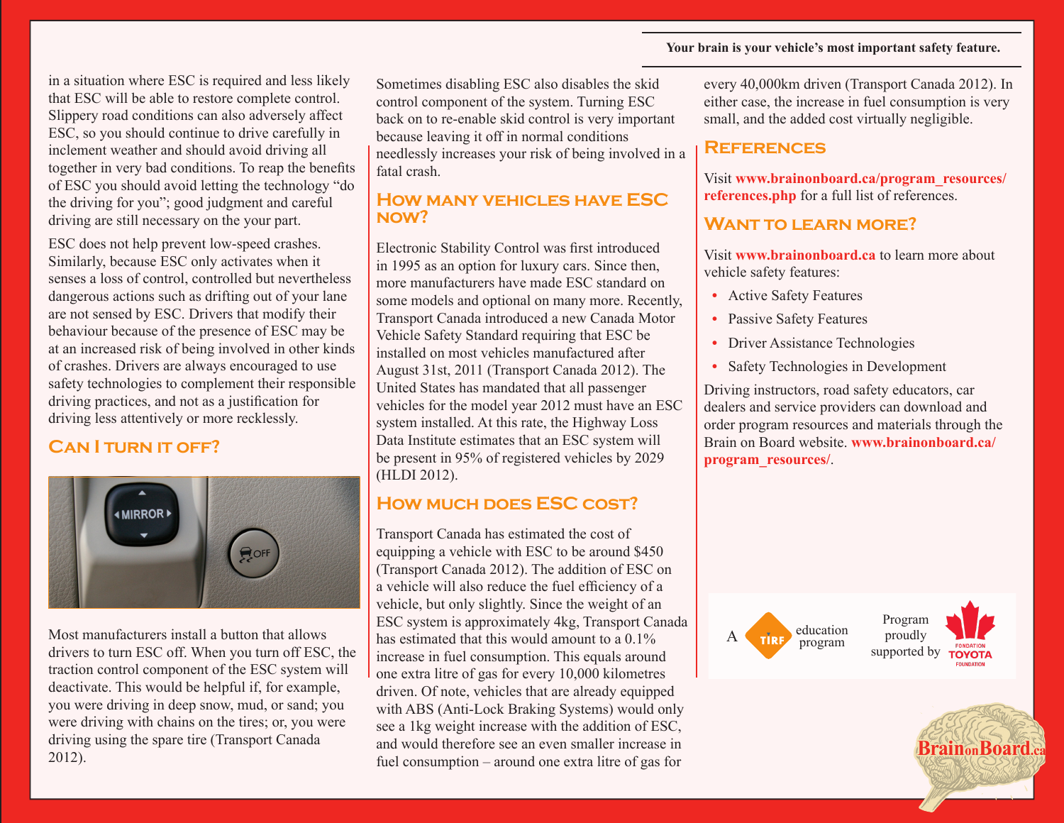in a situation where ESC is required and less likely that ESC will be able to restore complete control. Slippery road conditions can also adversely affect ESC, so you should continue to drive carefully in inclement weather and should avoid driving all together in very bad conditions. To reap the benefits of ESC you should avoid letting the technology "do the driving for you"; good judgment and careful driving are still necessary on the your part.

ESC does not help prevent low-speed crashes. Similarly, because ESC only activates when it senses a loss of control, controlled but nevertheless dangerous actions such as drifting out of your lane are not sensed by ESC. Drivers that modify their behaviour because of the presence of ESC may be at an increased risk of being involved in other kinds of crashes. Drivers are always encouraged to use safety technologies to complement their responsible driving practices, and not as a justification for driving less attentively or more recklessly.

## Can I turn it off?

Most manufacturers install a button that allows drivers to turn ESC off. When you turn off ESC, the traction control component of the ESC system will deactivate. This would be helpful if, for example, you were driving in deep snow, mud, or sand; you were driving with chains on the tires; or, you were driving using the spare tire (Transport Canada 2012).

Sometimes disabling ESC also disables the skid control component of the system. Turning ESC back on to re-enable skid control is very important because leaving it off in normal conditions needlessly increases your risk of being involved in a fatal crash.

## How many vehicles have ESC now?

Electronic Stability Control was first introduced in 1995 as an option for luxury cars. Since then, more manufacturers have made ESC standard on some models and optional on many more. Recently, Transport Canada introduced a new Canada Motor Vehicle Safety Standard requiring that ESC be installed on most vehicles manufactured after August 31st, 2011 (Transport Canada 2012). The United States has mandated that all passenger vehicles for the model year 2012 must have an ESC system installed. At this rate, the Highway Loss Data Institute estimates that an ESC system will be present in 95% of registered vehicles by 2029 (HLDI 2012).

## How much does ESC cost?

Transport Canada has estimated the cost of equipping a vehicle with ESC to be around $450 (Transport Canada 2012). The addition of ESC on a vehicle will also reduce the fuel efficiency of a vehicle, but only slightly. Since the weight of an ESC system is approximately 4kg, Transport Canada has estimated that this would amount to a 0.1% increase in fuel consumption. This equals around one extra litre of gas for every 10,000 kilometres driven. Of note, vehicles that are already equipped with ABS (Anti-Lock Braking Systems) would only see a 1kg weight increase with the addition of ESC, and would therefore see an even smaller increase in fuel consumption – around one extra litre of gas for every 40,000km driven (Transport Canada 2012). In either case, the increase in fuel consumption is very small, and the added cost virtually negligible.

## References

Visit **www.brainonboard.ca/program_resources/references.php** for a full list of references.

## Want to learn more?

Visit **www.brainonboard.ca** to learn more about vehicle safety features:

- Active Safety Features
- Passive Safety Features
- Driver Assistance Technologies
- Safety Technologies in Development

Driving instructors, road safety educators, car dealers and service providers can download and order program resources and materials through the Brain on Board website. **www.brainonboard.ca/program_resources/**.

A TIRF education program

Program proudly supported by Fondation Toyota Foundation

BrainonBoard.ca